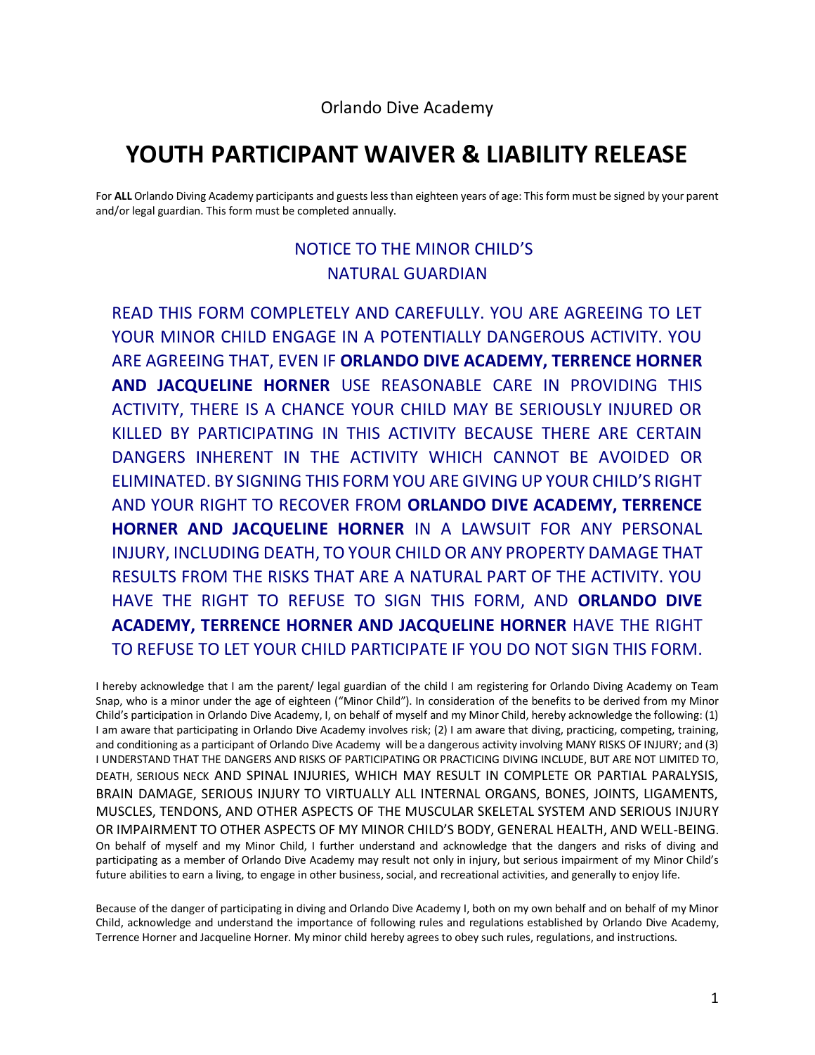Orlando Dive Academy

# YOUTH PARTICIPANT WAIVER & LIABILITY RELEASE

For **ALL** Orlando Diving Academy participants and guests less than eighteen years of age: This form must be signed by your parent and/or legal guardian. This form must be completed annually.

## NOTICE TO THE MINOR CHILD'S NATURAL GUARDIAN

READ THIS FORM COMPLETELY AND CAREFULLY. YOU ARE AGREEING TO LET YOUR MINOR CHILD ENGAGE IN A POTENTIALLY DANGEROUS ACTIVITY. YOU ARE AGREEING THAT, EVEN IF **ORLANDO DIVE ACADEMY, TERRENCE HORNER AND JACQUELINE HORNER** USE REASONABLE CARE IN PROVIDING THIS ACTIVITY, THERE IS A CHANCE YOUR CHILD MAY BE SERIOUSLY INJURED OR KILLED BY PARTICIPATING IN THIS ACTIVITY BECAUSE THERE ARE CERTAIN DANGERS INHERENT IN THE ACTIVITY WHICH CANNOT BE AVOIDED OR ELIMINATED. BY SIGNING THIS FORM YOU ARE GIVING UP YOUR CHILD'S RIGHT AND YOUR RIGHT TO RECOVER FROM **ORLANDO DIVE ACADEMY, TERRENCE HORNER AND JACQUELINE HORNER** IN A LAWSUIT FOR ANY PERSONAL INJURY, INCLUDING DEATH, TO YOUR CHILD OR ANY PROPERTY DAMAGE THAT RESULTS FROM THE RISKS THAT ARE A NATURAL PART OF THE ACTIVITY. YOU HAVE THE RIGHT TO REFUSE TO SIGN THIS FORM, AND **ORLANDO DIVE ACADEMY, TERRENCE HORNER AND JACQUELINE HORNER** HAVE THE RIGHT TO REFUSE TO LET YOUR CHILD PARTICIPATE IF YOU DO NOT SIGN THIS FORM.

I hereby acknowledge that I am the parent/ legal guardian of the child I am registering for Orlando Diving Academy on Team Snap, who is a minor under the age of eighteen ("Minor Child"). In consideration of the benefits to be derived from my Minor Child's participation in Orlando Dive Academy, I, on behalf of myself and my Minor Child, hereby acknowledge the following: (1) I am aware that participating in Orlando Dive Academy involves risk; (2) I am aware that diving, practicing, competing, training, and conditioning as a participant of Orlando Dive Academy will be a dangerous activity involving MANY RISKS OF INJURY; and (3) I UNDERSTAND THAT THE DANGERS AND RISKS OF PARTICIPATING OR PRACTICING DIVING INCLUDE, BUT ARE NOT LIMITED TO, DEATH, SERIOUS NECK AND SPINAL INJURIES, WHICH MAY RESULT IN COMPLETE OR PARTIAL PARALYSIS, BRAIN DAMAGE, SERIOUS INJURY TO VIRTUALLY ALL INTERNAL ORGANS, BONES, JOINTS, LIGAMENTS, MUSCLES, TENDONS, AND OTHER ASPECTS OF THE MUSCULAR SKELETAL SYSTEM AND SERIOUS INJURY OR IMPAIRMENT TO OTHER ASPECTS OF MY MINOR CHILD'S BODY, GENERAL HEALTH, AND WELL-BEING. On behalf of myself and my Minor Child, I further understand and acknowledge that the dangers and risks of diving and participating as a member of Orlando Dive Academy may result not only in injury, but serious impairment of my Minor Child's future abilities to earn a living, to engage in other business, social, and recreational activities, and generally to enjoy life.

Because of the danger of participating in diving and Orlando Dive Academy I, both on my own behalf and on behalf of my Minor Child, acknowledge and understand the importance of following rules and regulations established by Orlando Dive Academy, Terrence Horner and Jacqueline Horner. My minor child hereby agrees to obey such rules, regulations, and instructions.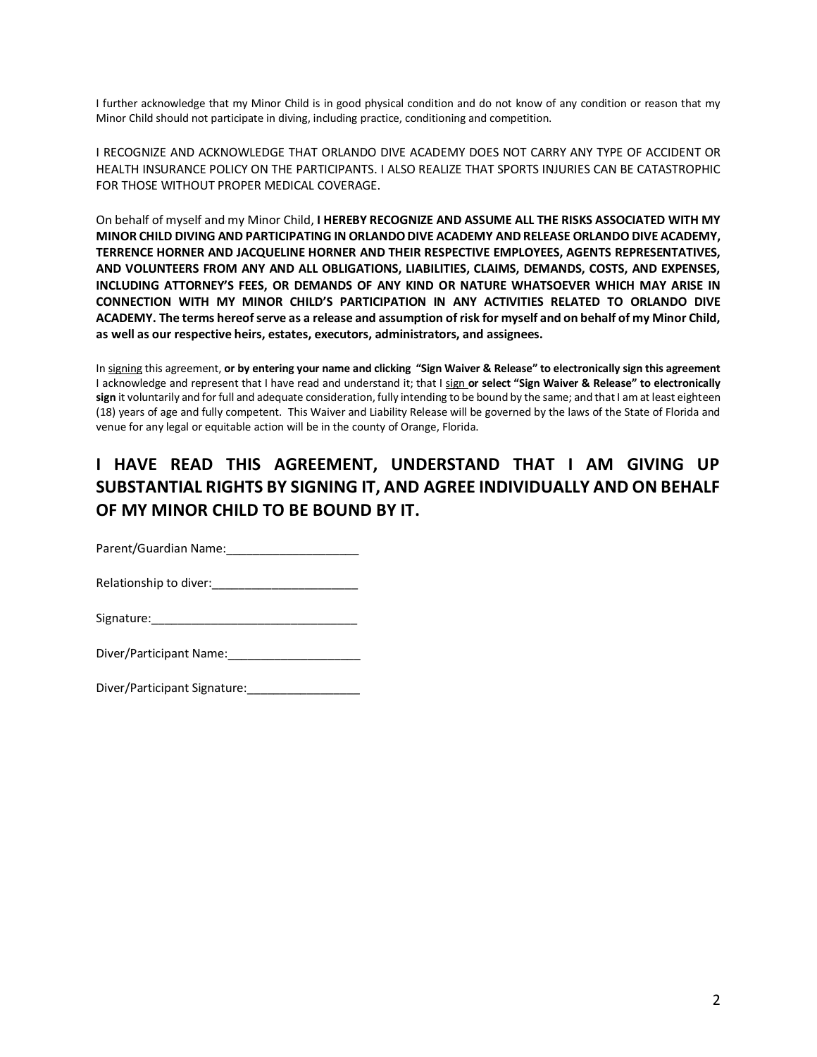I further acknowledge that my Minor Child is in good physical condition and do not know of any condition or reason that my Minor Child should not participate in diving, including practice, conditioning and competition.

I RECOGNIZE AND ACKNOWLEDGE THAT ORLANDO DIVE ACADEMY DOES NOT CARRY ANY TYPE OF ACCIDENT OR HEALTH INSURANCE POLICY ON THE PARTICIPANTS. I ALSO REALIZE THAT SPORTS INJURIES CAN BE CATASTROPHIC FOR THOSE WITHOUT PROPER MEDICAL COVERAGE.

On behalf of myself and my Minor Child, **I HEREBY RECOGNIZE AND ASSUME ALL THE RISKS ASSOCIATED WITH MY MINOR CHILD DIVING AND PARTICIPATING IN ORLANDO DIVE ACADEMY AND RELEASE ORLANDO DIVE ACADEMY, TERRENCE HORNER AND JACQUELINE HORNER AND THEIR RESPECTIVE EMPLOYEES, AGENTS REPRESENTATIVES, AND VOLUNTEERS FROM ANY AND ALL OBLIGATIONS, LIABILITIES, CLAIMS, DEMANDS, COSTS, AND EXPENSES, INCLUDING ATTORNEY'S FEES, OR DEMANDS OF ANY KIND OR NATURE WHATSOEVER WHICH MAY ARISE IN CONNECTION WITH MY MINOR CHILD'S PARTICIPATION IN ANY ACTIVITIES RELATED TO ORLANDO DIVE ACADEMY. The terms hereof serve as a release and assumption of risk for myself and on behalf of my Minor Child, as well as our respective heirs, estates, executors, administrators, and assignees.**

In signing this agreement, **or by entering your name and clicking "Sign Waiver & Release" to electronically sign this agreement** I acknowledge and represent that I have read and understand it; that I sign **or select "Sign Waiver & Release" to electronically sign** it voluntarily and for full and adequate consideration, fully intending to be bound by the same; and that I am at least eighteen (18) years of age and fully competent. This Waiver and Liability Release will be governed by the laws of the State of Florida and venue for any legal or equitable action will be in the county of Orange, Florida.

## I HAVE READ THIS AGREEMENT, UNDERSTAND THAT I AM GIVING UP SUBSTANTIAL RIGHTS BY SIGNING IT, AND AGREE INDIVIDUALLY AND ON BEHALF OF MY MINOR CHILD TO BE BOUND BY IT.

Parent/Guardian Name:____________________

Relationship to diver:______________________

Signature:_______________________________

Diver/Participant Name:____________________

Diver/Participant Signature:_________________